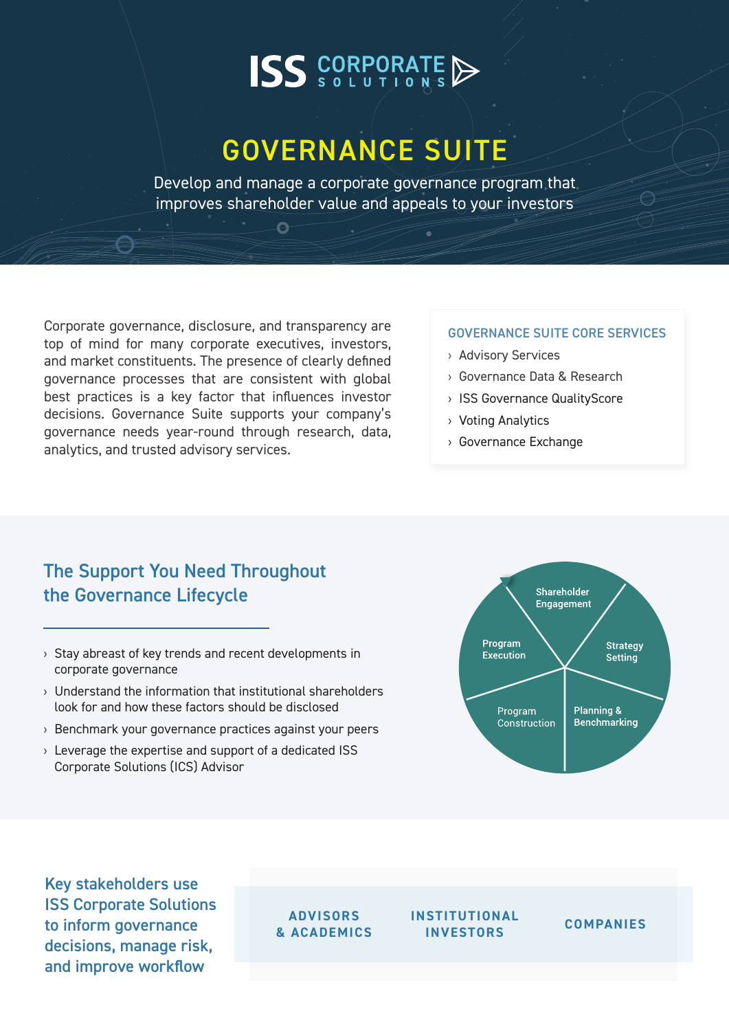ISS CORPORATE SOLUTIONS

# GOVERNANCE SUITE

Develop and manage a corporate governance program that improves shareholder value and appeals to your investors

Corporate governance, disclosure, and transparency are top of mind for many corporate executives, investors, and market constituents. The presence of clearly defined governance processes that are consistent with global best practices is a key factor that influences investor decisions. Governance Suite supports your company's governance needs year-round through research, data, analytics, and trusted advisory services.

### GOVERNANCE SUITE CORE SERVICES

- Advisory Services
- Governance Data & Research
- ISS Governance QualityScore
- Voting Analytics
- Governance Exchange

## The Support You Need Throughout the Governance Lifecycle

- Stay abreast of key trends and recent developments in corporate governance
- Understand the information that institutional shareholders look for and how these factors should be disclosed
- Benchmark your governance practices against your peers
- Leverage the expertise and support of a dedicated ISS Corporate Solutions (ICS) Advisor

Shareholder Engagement

Strategy Setting

Planning & Benchmarking

Program Construction

Program Execution

### Key stakeholders use ISS Corporate Solutions to inform governance decisions, manage risk, and improve workflow

ADVISORS & ACADEMICS

INSTITUTIONAL INVESTORS

COMPANIES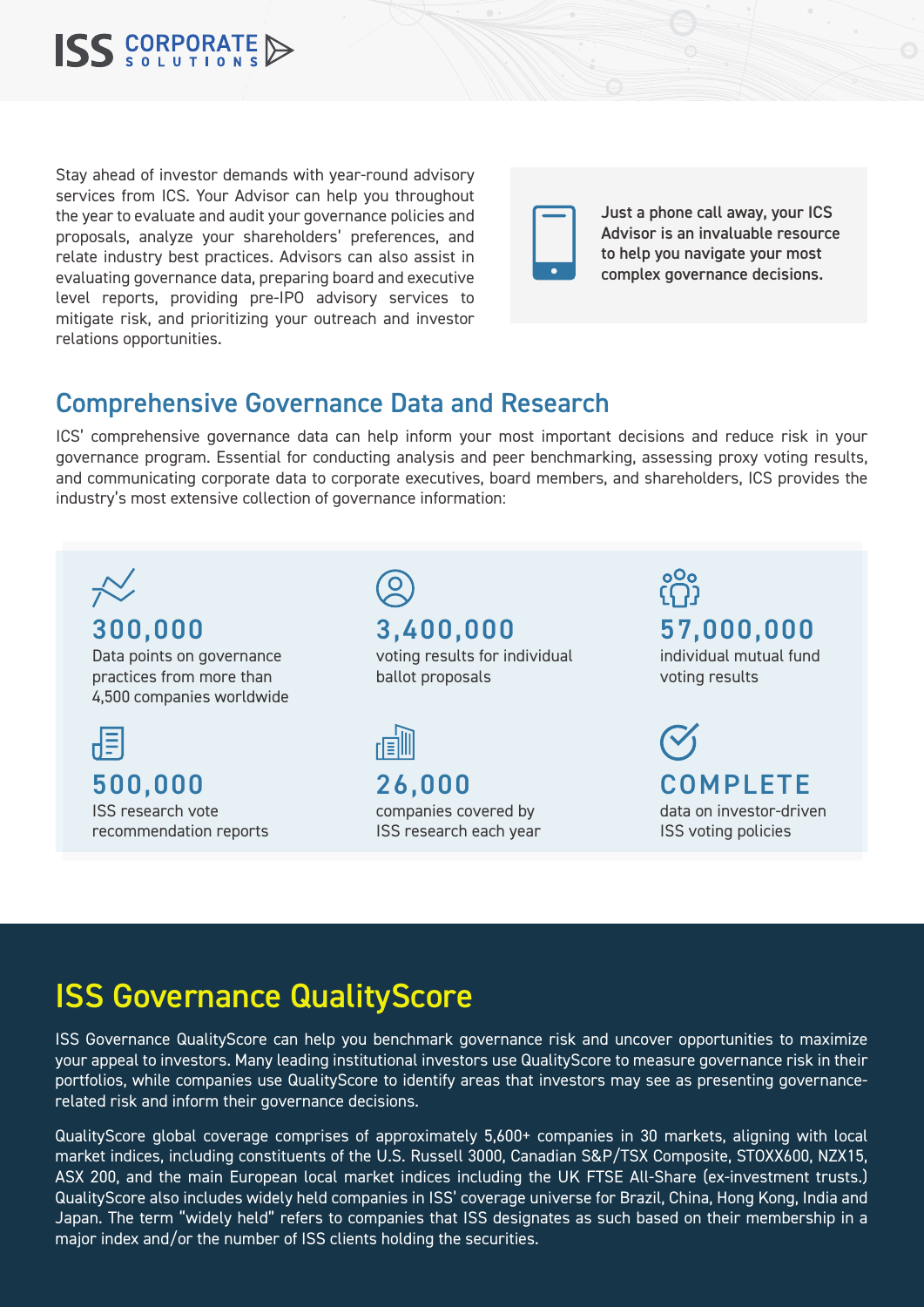Stay ahead of investor demands with year-round advisory services from ICS. Your Advisor can help you throughout the year to evaluate and audit your governance policies and proposals, analyze your shareholders' preferences, and relate industry best practices. Advisors can also assist in evaluating governance data, preparing board and executive level reports, providing pre-IPO advisory services to mitigate risk, and prioritizing your outreach and investor relations opportunities.

**Just a phone call away, your ICS Advisor is an invaluable resource to help you navigate your most complex governance decisions.**

## Comprehensive Governance Data and Research

ICS' comprehensive governance data can help inform your most important decisions and reduce risk in your governance program. Essential for conducting analysis and peer benchmarking, assessing proxy voting results, and communicating corporate data to corporate executives, board members, and shareholders, ICS provides the industry's most extensive collection of governance information:

**300,000**
Data points on governance practices from more than 4,500 companies worldwide

**3,400,000**
voting results for individual ballot proposals

**57,000,000**
individual mutual fund voting results

**500,000**
ISS research vote recommendation reports

**26,000**
companies covered by ISS research each year

**COMPLETE**
data on investor-driven ISS voting policies

## ISS Governance QualityScore

ISS Governance QualityScore can help you benchmark governance risk and uncover opportunities to maximize your appeal to investors. Many leading institutional investors use QualityScore to measure governance risk in their portfolios, while companies use QualityScore to identify areas that investors may see as presenting governance-related risk and inform their governance decisions.

QualityScore global coverage comprises of approximately 5,600+ companies in 30 markets, aligning with local market indices, including constituents of the U.S. Russell 3000, Canadian S&P/TSX Composite, STOXX600, NZX15, ASX 200, and the main European local market indices including the UK FTSE All-Share (ex-investment trusts.) QualityScore also includes widely held companies in ISS' coverage universe for Brazil, China, Hong Kong, India and Japan. The term "widely held" refers to companies that ISS designates as such based on their membership in a major index and/or the number of ISS clients holding the securities.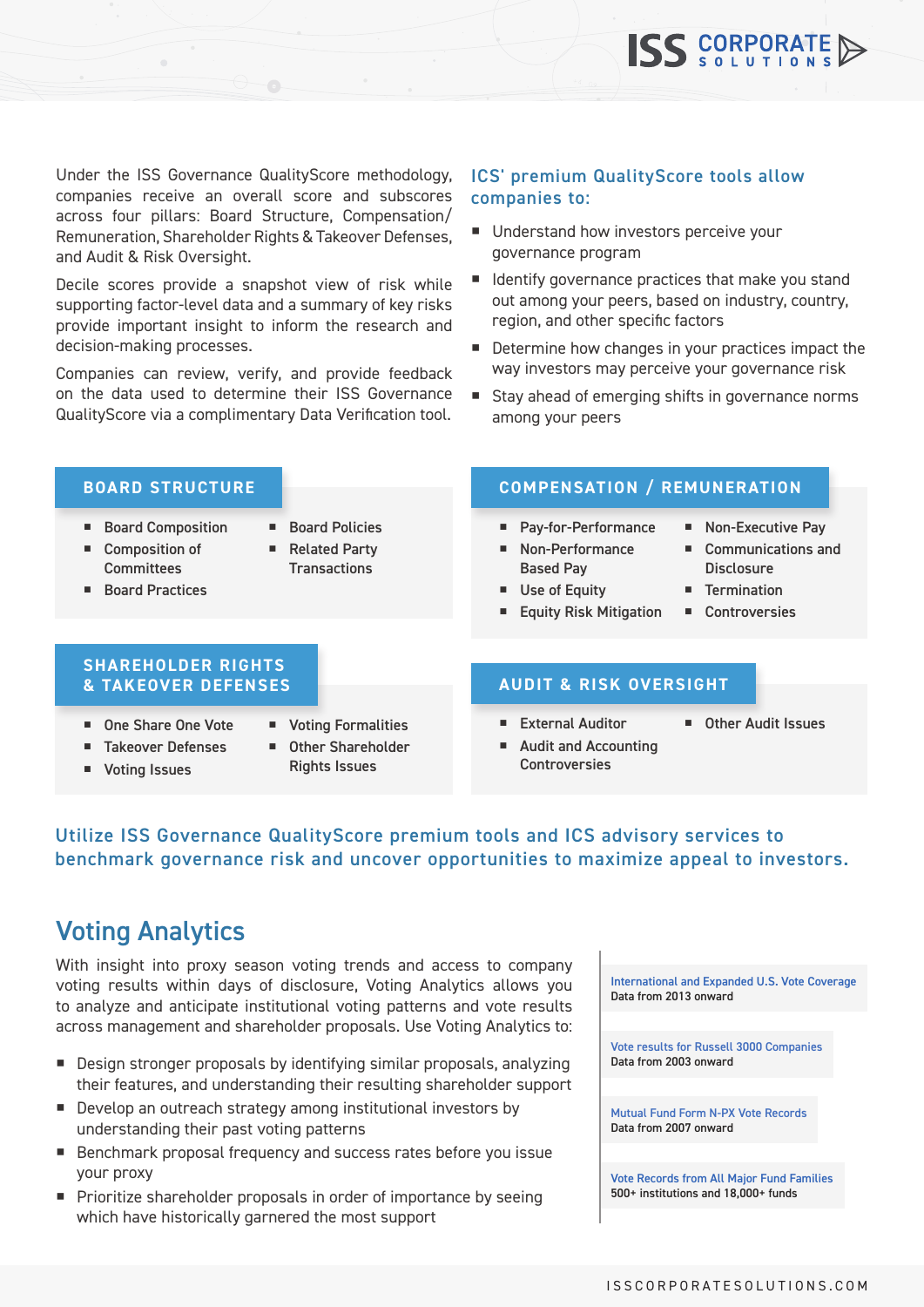Under the ISS Governance QualityScore methodology, companies receive an overall score and subscores across four pillars: Board Structure, Compensation/Remuneration, Shareholder Rights & Takeover Defenses, and Audit & Risk Oversight.

Decile scores provide a snapshot view of risk while supporting factor-level data and a summary of key risks provide important insight to inform the research and decision-making processes.

Companies can review, verify, and provide feedback on the data used to determine their ISS Governance QualityScore via a complimentary Data Verification tool.

### ICS' premium QualityScore tools allow companies to:

- Understand how investors perceive your governance program
- Identify governance practices that make you stand out among your peers, based on industry, country, region, and other specific factors
- Determine how changes in your practices impact the way investors may perceive your governance risk
- Stay ahead of emerging shifts in governance norms among your peers

### BOARD STRUCTURE

- Board Composition
- Composition of Committees
- Board Practices
- Board Policies
- Related Party Transactions

### COMPENSATION / REMUNERATION

- Pay-for-Performance
- Non-Performance Based Pay
- Use of Equity
- Equity Risk Mitigation
- Non-Executive Pay
- Communications and Disclosure
- Termination
- Controversies

### SHAREHOLDER RIGHTS & TAKEOVER DEFENSES

- One Share One Vote
- Takeover Defenses
- Voting Issues
- Voting Formalities
- Other Shareholder Rights Issues

### AUDIT & RISK OVERSIGHT

- External Auditor
- Audit and Accounting Controversies
- Other Audit Issues

**Utilize ISS Governance QualityScore premium tools and ICS advisory services to benchmark governance risk and uncover opportunities to maximize appeal to investors.**

## Voting Analytics

With insight into proxy season voting trends and access to company voting results within days of disclosure, Voting Analytics allows you to analyze and anticipate institutional voting patterns and vote results across management and shareholder proposals. Use Voting Analytics to:

- Design stronger proposals by identifying similar proposals, analyzing their features, and understanding their resulting shareholder support
- Develop an outreach strategy among institutional investors by understanding their past voting patterns
- Benchmark proposal frequency and success rates before you issue your proxy
- Prioritize shareholder proposals in order of importance by seeing which have historically garnered the most support

**International and Expanded U.S. Vote Coverage**
Data from 2013 onward

**Vote results for Russell 3000 Companies**
Data from 2003 onward

**Mutual Fund Form N-PX Vote Records**
Data from 2007 onward

**Vote Records from All Major Fund Families**
500+ institutions and 18,000+ funds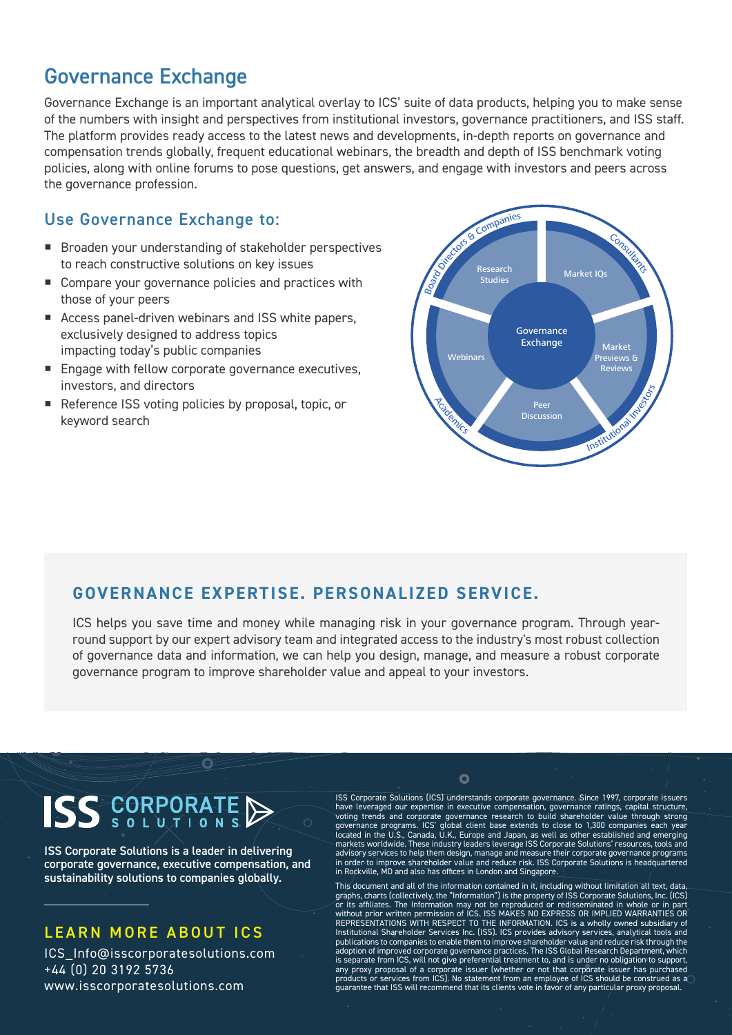## Governance Exchange

Governance Exchange is an important analytical overlay to ICS' suite of data products, helping you to make sense of the numbers with insight and perspectives from institutional investors, governance practitioners, and ISS staff. The platform provides ready access to the latest news and developments, in-depth reports on governance and compensation trends globally, frequent educational webinars, the breadth and depth of ISS benchmark voting policies, along with online forums to pose questions, get answers, and engage with investors and peers across the governance profession.

### Use Governance Exchange to:

- Broaden your understanding of stakeholder perspectives to reach constructive solutions on key issues
- Compare your governance policies and practices with those of your peers
- Access panel-driven webinars and ISS white papers, exclusively designed to address topics impacting today's public companies
- Engage with fellow corporate governance executives, investors, and directors
- Reference ISS voting policies by proposal, topic, or keyword search

Governance Exchange

Research Studies

Market IQs

Market Previews & Reviews

Peer Discussion

Webinars

Board Directors & Companies

Consultants

Institutional Investors

Academics

### GOVERNANCE EXPERTISE. PERSONALIZED SERVICE.

ICS helps you save time and money while managing risk in your governance program. Through year-round support by our expert advisory team and integrated access to the industry's most robust collection of governance data and information, we can help you design, manage, and measure a robust corporate governance program to improve shareholder value and appeal to your investors.

ISS CORPORATE SOLUTIONS

**ISS Corporate Solutions is a leader in delivering corporate governance, executive compensation, and sustainability solutions to companies globally.**

### LEARN MORE ABOUT ICS

ICS_Info@isscorporatesolutions.com
+44 (0) 20 3192 5736
www.isscorporatesolutions.com

ISS Corporate Solutions (ICS) understands corporate governance. Since 1997, corporate issuers have leveraged our expertise in executive compensation, governance ratings, capital structure, voting trends and corporate governance research to build shareholder value through strong governance programs. ICS' global client base extends to close to 1,300 companies each year located in the U.S., Canada, U.K., Europe and Japan, as well as other established and emerging markets worldwide. These industry leaders leverage ISS Corporate Solutions' resources, tools and advisory services to help them design, manage and measure their corporate governance programs in order to improve shareholder value and reduce risk. ISS Corporate Solutions is headquartered in Rockville, MD and also has offices in London and Singapore.

This document and all of the information contained in it, including without limitation all text, data, graphs, charts (collectively, the "Information") is the property of ISS Corporate Solutions, Inc. (ICS) or its affiliates. The Information may not be reproduced or redisseminated in whole or in part without prior written permission of ICS. ISS MAKES NO EXPRESS OR IMPLIED WARRANTIES OR REPRESENTATIONS WITH RESPECT TO THE INFORMATION. ICS is a wholly owned subsidiary of Institutional Shareholder Services Inc. (ISS). ICS provides advisory services, analytical tools and publications to companies to enable them to improve shareholder value and reduce risk through the adoption of improved corporate governance practices. The ISS Global Research Department, which is separate from ICS, will not give preferential treatment to, and is under no obligation to support, any proxy proposal of a corporate issuer (whether or not that corporate issuer has purchased products or services from ICS). No statement from an employee of ICS should be construed as a guarantee that ISS will recommend that its clients vote in favor of any particular proxy proposal.